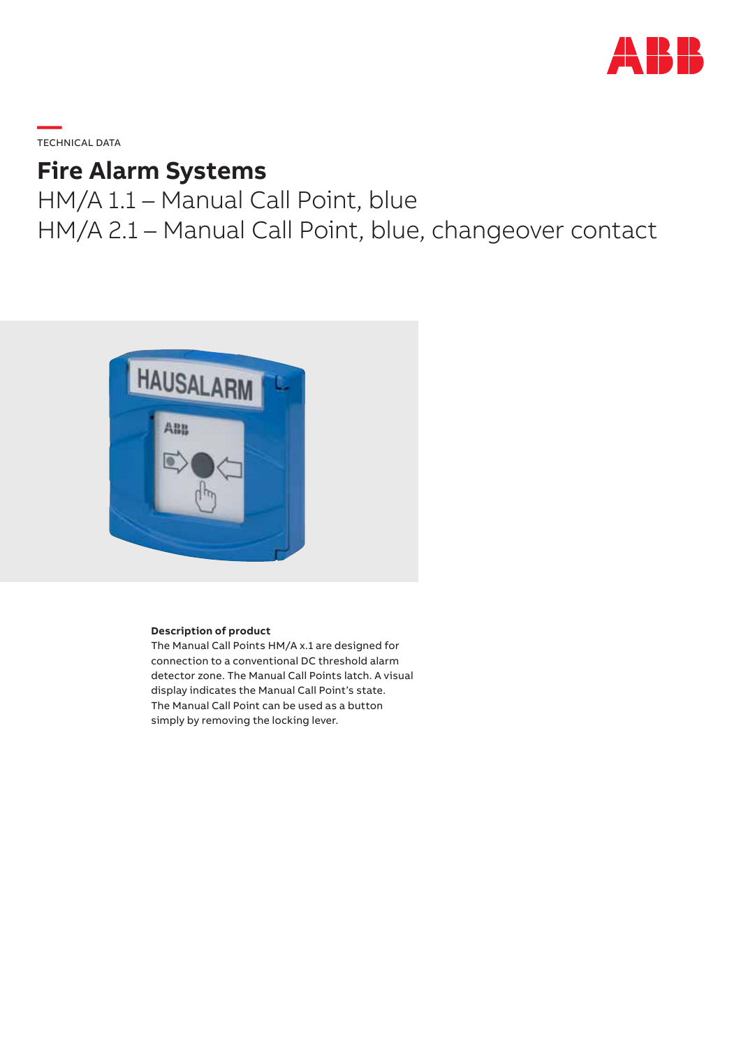TECHNICAL DATA

# Fire Alarm Systems

## HM/A 1.1 – Manual Call Point, blue
## HM/A 2.1 – Manual Call Point, blue, changeover contact

**Description of product**
The Manual Call Points HM/A x.1 are designed for connection to a conventional DC threshold alarm detector zone. The Manual Call Points latch. A visual display indicates the Manual Call Point's state. The Manual Call Point can be used as a button simply by removing the locking lever.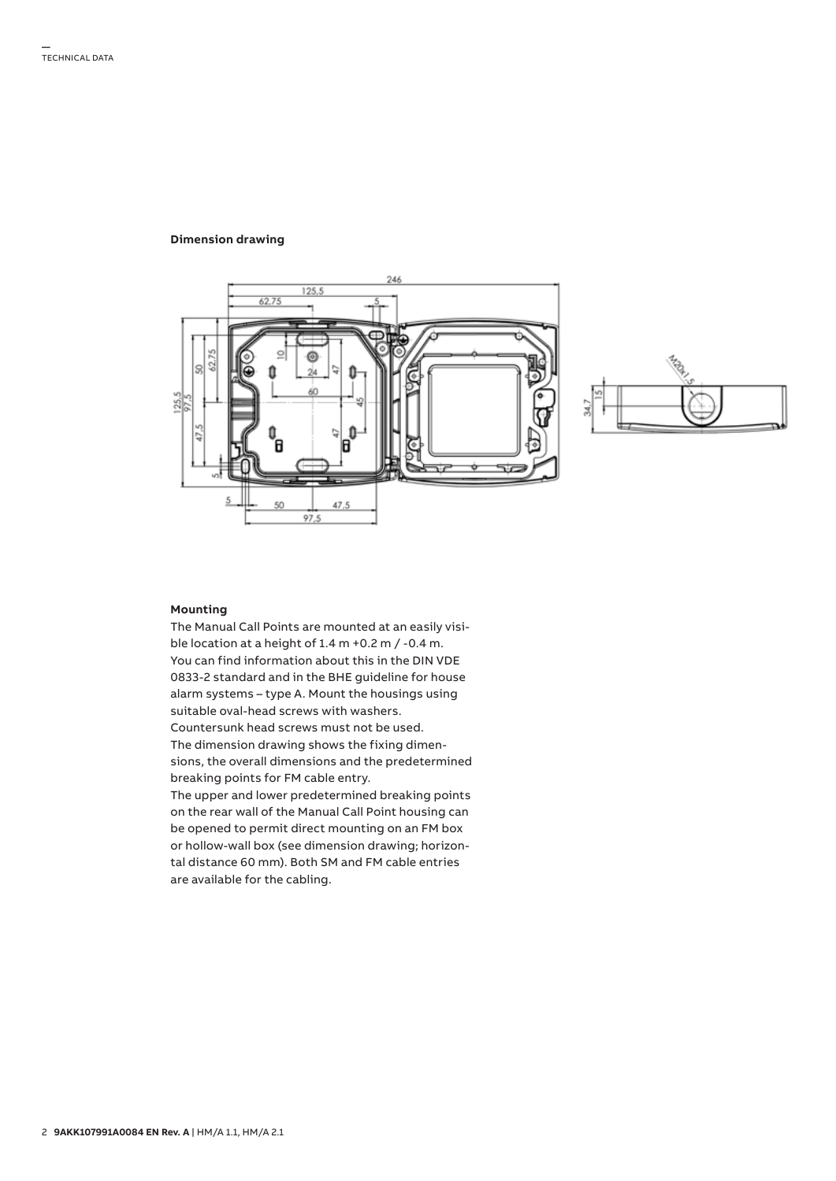### Dimension drawing

### Mounting

The Manual Call Points are mounted at an easily visible location at a height of 1.4 m +0.2 m / -0.4 m. You can find information about this in the DIN VDE 0833-2 standard and in the BHE guideline for house alarm systems – type A. Mount the housings using suitable oval-head screws with washers. Countersunk head screws must not be used.
The dimension drawing shows the fixing dimensions, the overall dimensions and the predetermined breaking points for FM cable entry.
The upper and lower predetermined breaking points on the rear wall of the Manual Call Point housing can be opened to permit direct mounting on an FM box or hollow-wall box (see dimension drawing; horizontal distance 60 mm). Both SM and FM cable entries are available for the cabling.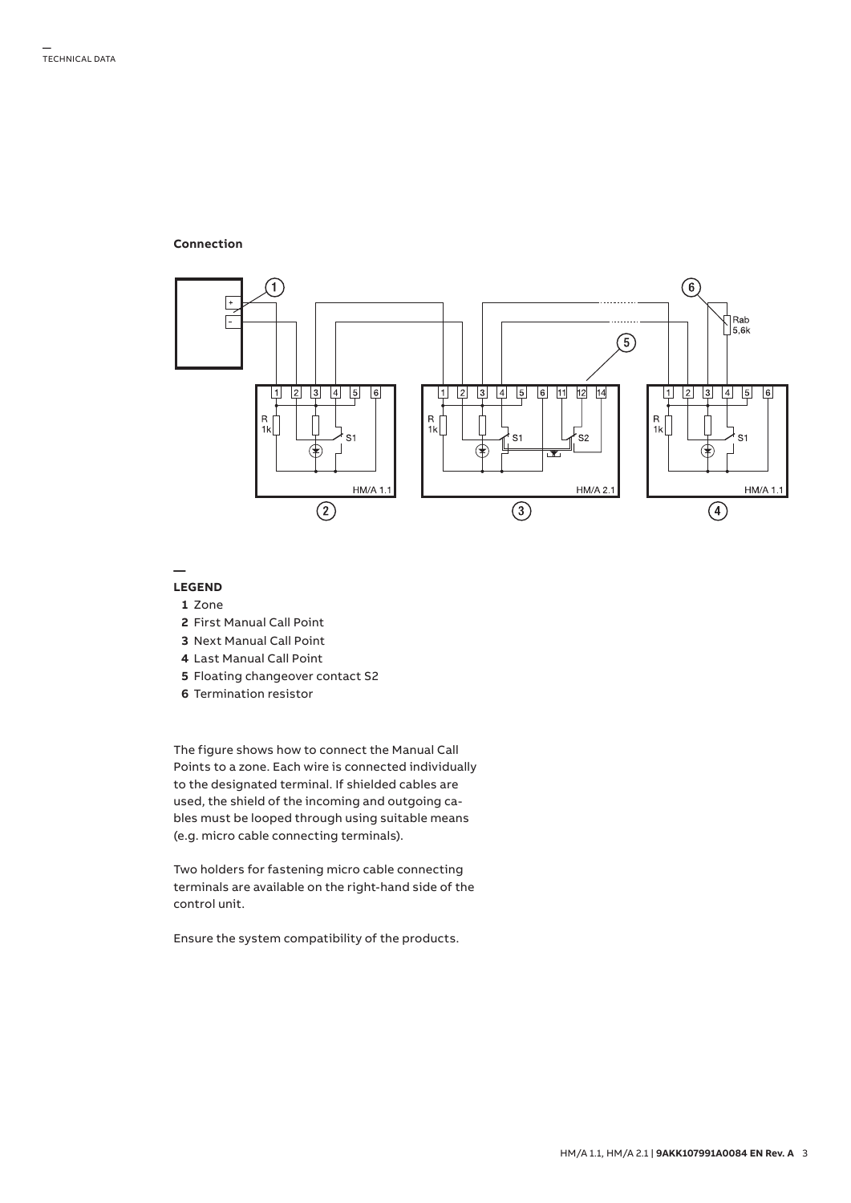## Connection

## LEGEND

1. Zone
2. First Manual Call Point
3. Next Manual Call Point
4. Last Manual Call Point
5. Floating changeover contact S2
6. Termination resistor

The figure shows how to connect the Manual Call Points to a zone. Each wire is connected individually to the designated terminal. If shielded cables are used, the shield of the incoming and outgoing cables must be looped through using suitable means (e.g. micro cable connecting terminals).

Two holders for fastening micro cable connecting terminals are available on the right-hand side of the control unit.

Ensure the system compatibility of the products.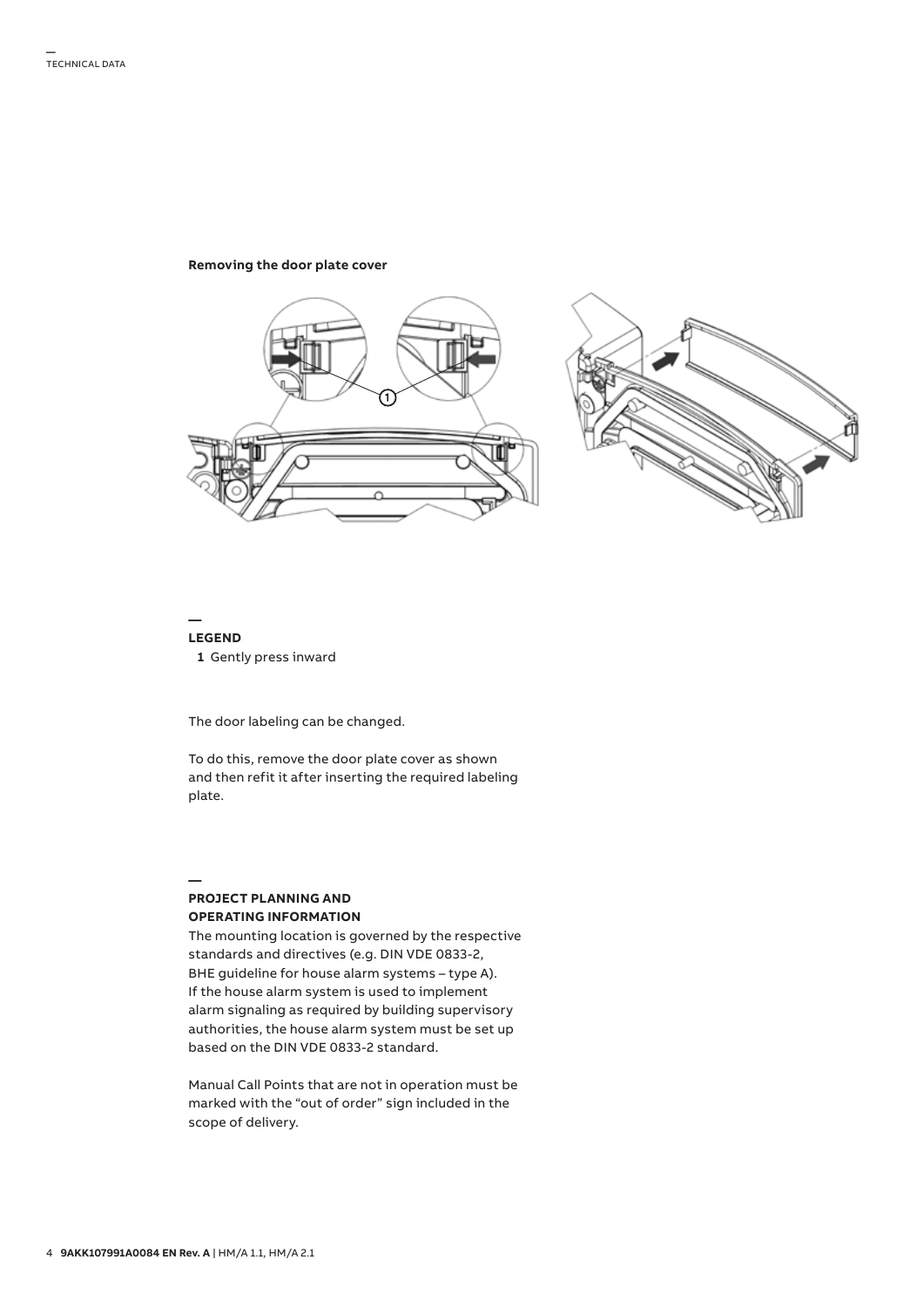**Removing the door plate cover**

## LEGEND

**1** Gently press inward

The door labeling can be changed.

To do this, remove the door plate cover as shown and then refit it after inserting the required labeling plate.

## PROJECT PLANNING AND OPERATING INFORMATION

The mounting location is governed by the respective standards and directives (e.g. DIN VDE 0833-2, BHE guideline for house alarm systems – type A). If the house alarm system is used to implement alarm signaling as required by building supervisory authorities, the house alarm system must be set up based on the DIN VDE 0833-2 standard.

Manual Call Points that are not in operation must be marked with the “out of order” sign included in the scope of delivery.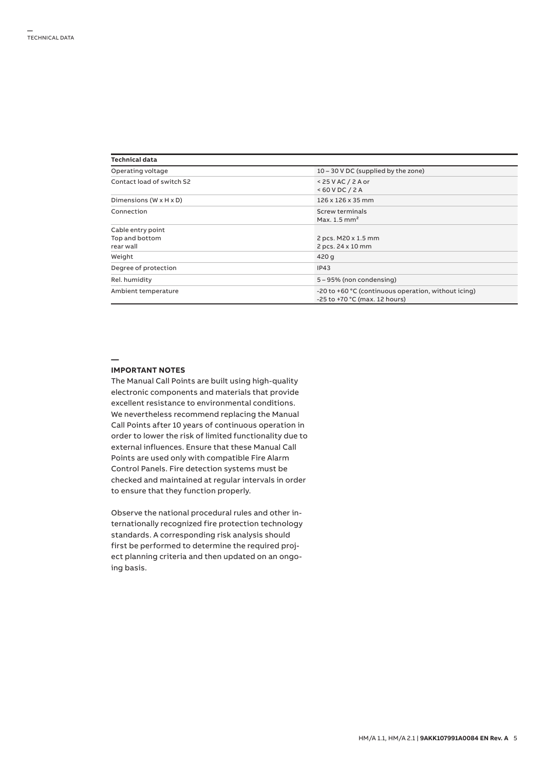## TECHNICAL DATA

| Technical data | |
|---|---|
| Operating voltage | 10 – 30 V DC (supplied by the zone) |
| Contact load of switch S2 | < 25 V AC / 2 A or<br>< 60 V DC / 2 A |
| Dimensions (W x H x D) | 126 x 126 x 35 mm |
| Connection | Screw terminals<br>Max. 1.5 mm² |
| Cable entry point<br>Top and bottom<br>rear wall | <br>2 pcs. M20 x 1.5 mm<br>2 pcs. 24 x 10 mm |
| Weight | 420 g |
| Degree of protection | IP43 |
| Rel. humidity | 5 – 95% (non condensing) |
| Ambient temperature | -20 to +60 °C (continuous operation, without icing)<br>-25 to +70 °C (max. 12 hours) |

## IMPORTANT NOTES

The Manual Call Points are built using high-quality electronic components and materials that provide excellent resistance to environmental conditions. We nevertheless recommend replacing the Manual Call Points after 10 years of continuous operation in order to lower the risk of limited functionality due to external influences. Ensure that these Manual Call Points are used only with compatible Fire Alarm Control Panels. Fire detection systems must be checked and maintained at regular intervals in order to ensure that they function properly.

Observe the national procedural rules and other internationally recognized fire protection technology standards. A corresponding risk analysis should first be performed to determine the required project planning criteria and then updated on an ongoing basis.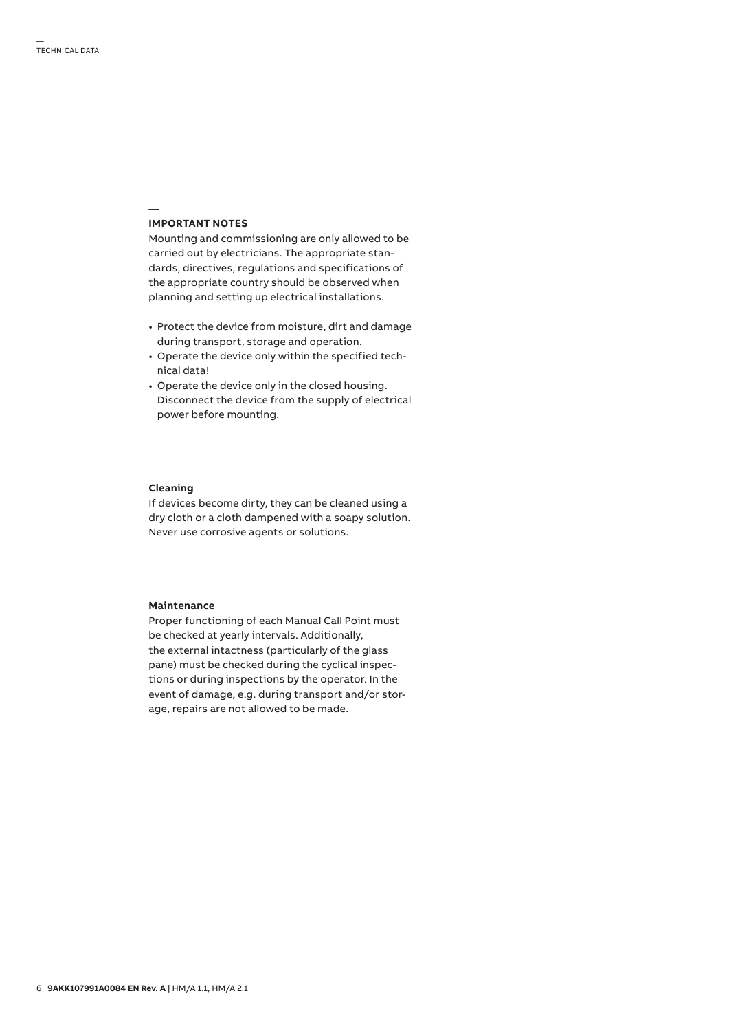## IMPORTANT NOTES

Mounting and commissioning are only allowed to be carried out by electricians. The appropriate standards, directives, regulations and specifications of the appropriate country should be observed when planning and setting up electrical installations.

- Protect the device from moisture, dirt and damage during transport, storage and operation.
- Operate the device only within the specified technical data!
- Operate the device only in the closed housing. Disconnect the device from the supply of electrical power before mounting.

### Cleaning

If devices become dirty, they can be cleaned using a dry cloth or a cloth dampened with a soapy solution. Never use corrosive agents or solutions.

### Maintenance

Proper functioning of each Manual Call Point must be checked at yearly intervals. Additionally, the external intactness (particularly of the glass pane) must be checked during the cyclical inspections or during inspections by the operator. In the event of damage, e.g. during transport and/or storage, repairs are not allowed to be made.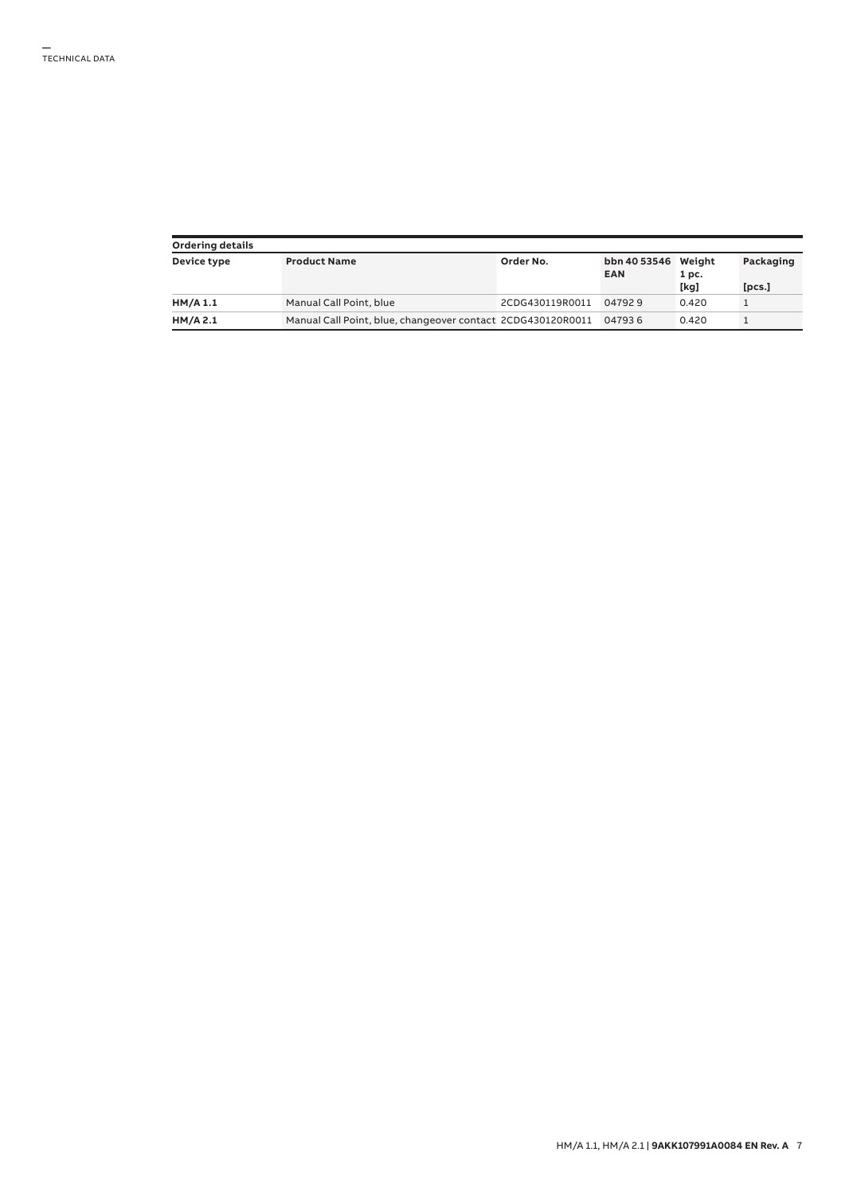| Ordering details | | | | | |
|---|---|---|---|---|---|
| **Device type** | **Product Name** | **Order No.** | **bbn 40 53546 EAN** | **Weight 1 pc. [kg]** | **Packaging [pcs.]** |
| **HM/A 1.1** | Manual Call Point, blue | 2CDG430119R0011 | 04792 9 | 0.420 | 1 |
| **HM/A 2.1** | Manual Call Point, blue, changeover contact | 2CDG430120R0011 | 04793 6 | 0.420 | 1 |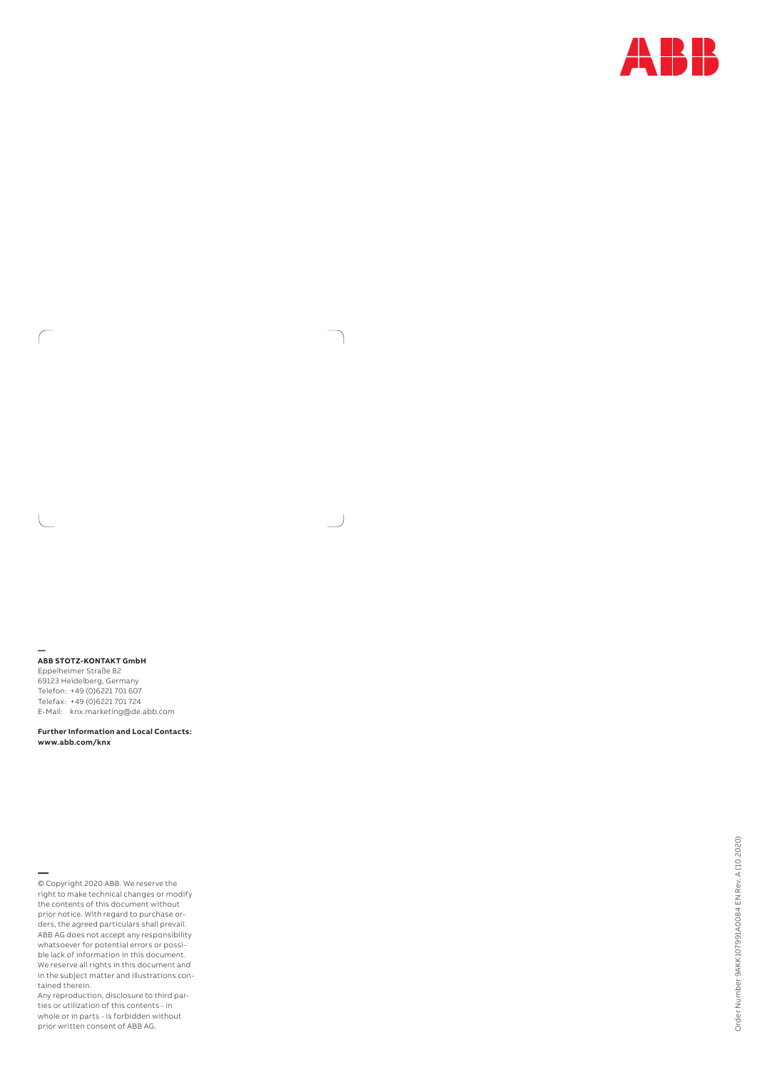**ABB STOTZ-KONTAKT GmbH**
Eppelheimer Straße 82
69123 Heidelberg, Germany
Telefon: +49 (0)6221 701 607
Telefax: +49 (0)6221 701 724
E-Mail: knx.marketing@de.abb.com

**Further Information and Local Contacts:**
**www.abb.com/knx**

© Copyright 2020 ABB. We reserve the right to make technical changes or modify the contents of this document without prior notice. With regard to purchase orders, the agreed particulars shall prevail. ABB AG does not accept any responsibility whatsoever for potential errors or possible lack of information in this document. We reserve all rights in this document and in the subject matter and illustrations contained therein.
Any reproduction, disclosure to third parties or utilization of this contents - in whole or in parts - is forbidden without prior written consent of ABB AG.

Order Number 9AKK107991A0084 EN Rev. A (10.2020)